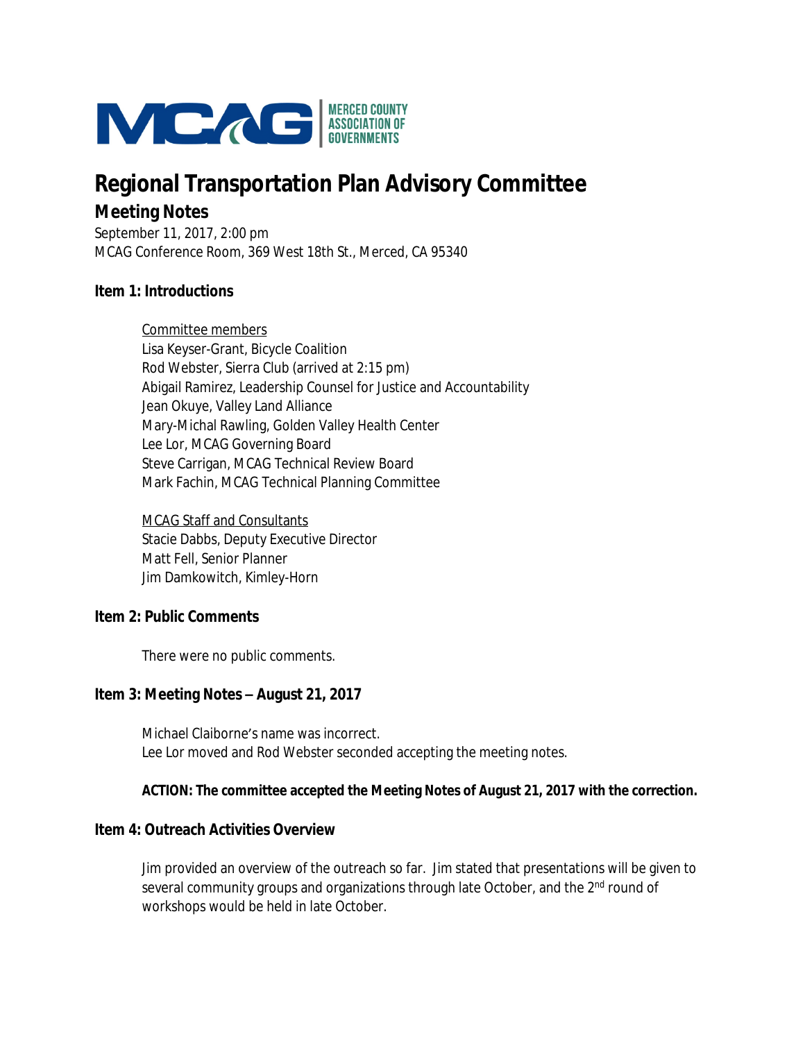MCAG | MERCED COUNTY ASSOCIATION OF GOVERNMENTS

# Regional Transportation Plan Advisory Committee

## Meeting Notes

September 11, 2017, 2:00 pm
MCAG Conference Room, 369 West 18th St., Merced, CA 95340

### Item 1: Introductions

Committee members
Lisa Keyser-Grant, Bicycle Coalition
Rod Webster, Sierra Club (arrived at 2:15 pm)
Abigail Ramirez, Leadership Counsel for Justice and Accountability
Jean Okuye, Valley Land Alliance
Mary-Michal Rawling, Golden Valley Health Center
Lee Lor, MCAG Governing Board
Steve Carrigan, MCAG Technical Review Board
Mark Fachin, MCAG Technical Planning Committee

MCAG Staff and Consultants
Stacie Dabbs, Deputy Executive Director
Matt Fell, Senior Planner
Jim Damkowitch, Kimley-Horn

### Item 2: Public Comments

There were no public comments.

### Item 3: Meeting Notes – August 21, 2017

Michael Claiborne's name was incorrect.
Lee Lor moved and Rod Webster seconded accepting the meeting notes.

**ACTION: The committee accepted the Meeting Notes of August 21, 2017 with the correction.**

### Item 4: Outreach Activities Overview

Jim provided an overview of the outreach so far. Jim stated that presentations will be given to several community groups and organizations through late October, and the 2nd round of workshops would be held in late October.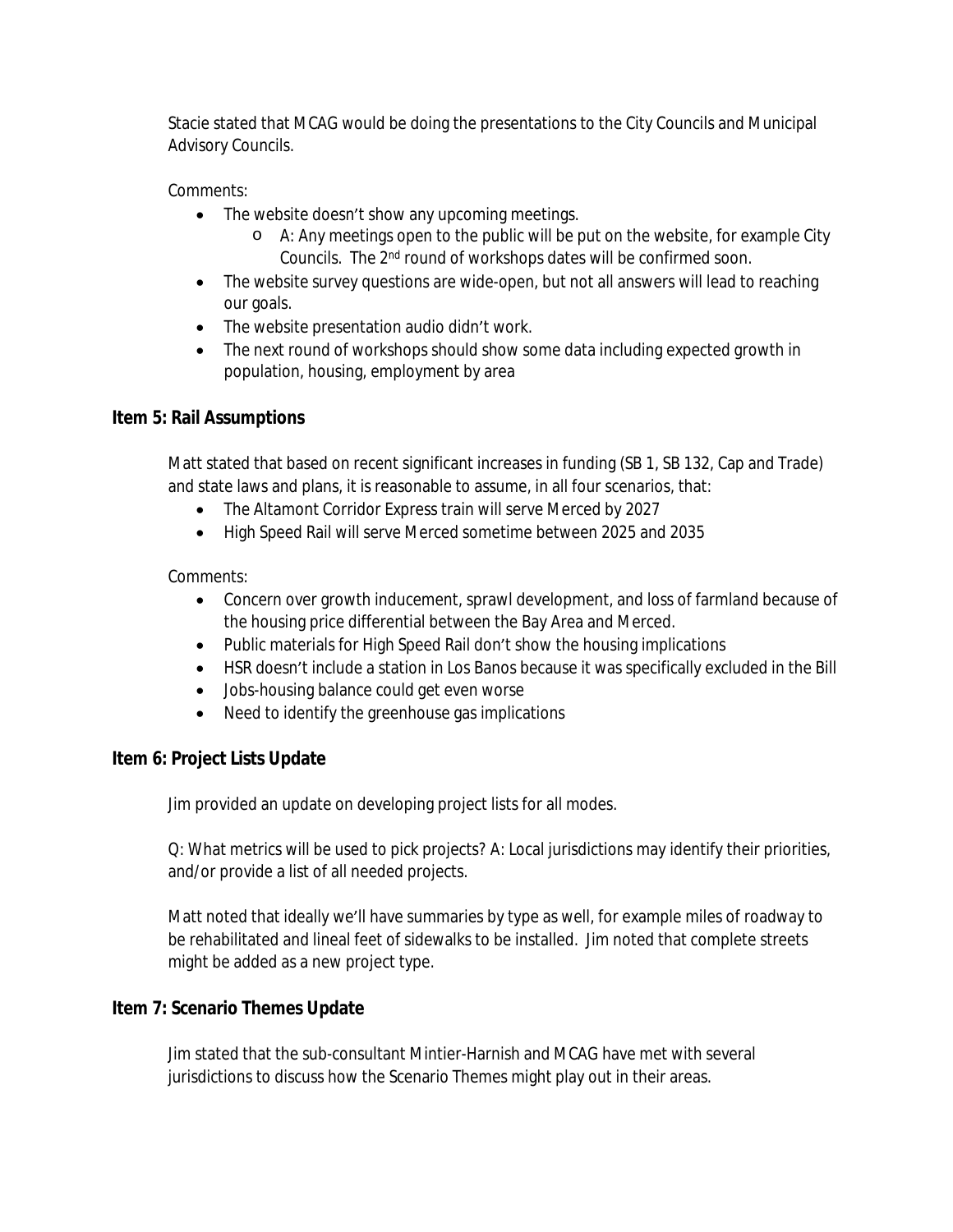Stacie stated that MCAG would be doing the presentations to the City Councils and Municipal Advisory Councils.

Comments:

- The website doesn't show any upcoming meetings.
  - A: Any meetings open to the public will be put on the website, for example City Councils. The 2nd round of workshops dates will be confirmed soon.
- The website survey questions are wide-open, but not all answers will lead to reaching our goals.
- The website presentation audio didn't work.
- The next round of workshops should show some data including expected growth in population, housing, employment by area

## Item 5: Rail Assumptions

Matt stated that based on recent significant increases in funding (SB 1, SB 132, Cap and Trade) and state laws and plans, it is reasonable to assume, in all four scenarios, that:

- The Altamont Corridor Express train will serve Merced by 2027
- High Speed Rail will serve Merced sometime between 2025 and 2035

Comments:

- Concern over growth inducement, sprawl development, and loss of farmland because of the housing price differential between the Bay Area and Merced.
- Public materials for High Speed Rail don't show the housing implications
- HSR doesn't include a station in Los Banos because it was specifically excluded in the Bill
- Jobs-housing balance could get even worse
- Need to identify the greenhouse gas implications

## Item 6: Project Lists Update

Jim provided an update on developing project lists for all modes.

Q: What metrics will be used to pick projects? A: Local jurisdictions may identify their priorities, and/or provide a list of all needed projects.

Matt noted that ideally we'll have summaries by type as well, for example miles of roadway to be rehabilitated and lineal feet of sidewalks to be installed. Jim noted that complete streets might be added as a new project type.

## Item 7: Scenario Themes Update

Jim stated that the sub-consultant Mintier-Harnish and MCAG have met with several jurisdictions to discuss how the Scenario Themes might play out in their areas.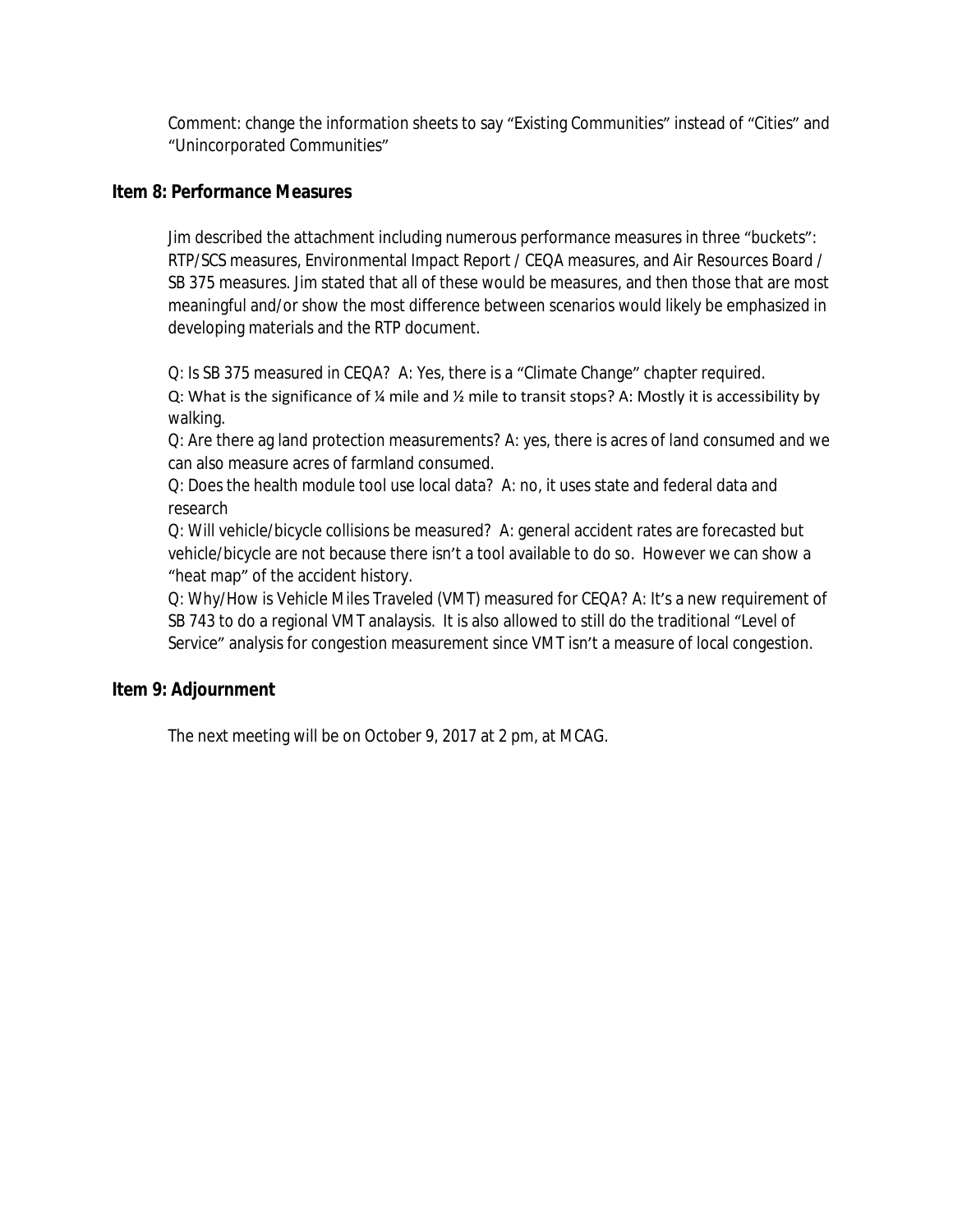Comment: change the information sheets to say "Existing Communities" instead of "Cities" and "Unincorporated Communities"

### Item 8: Performance Measures

Jim described the attachment including numerous performance measures in three "buckets": RTP/SCS measures, Environmental Impact Report / CEQA measures, and Air Resources Board / SB 375 measures. Jim stated that all of these would be measures, and then those that are most meaningful and/or show the most difference between scenarios would likely be emphasized in developing materials and the RTP document.

Q: Is SB 375 measured in CEQA? A: Yes, there is a "Climate Change" chapter required.
Q: What is the significance of ¼ mile and ½ mile to transit stops? A: Mostly it is accessibility by walking.
Q: Are there ag land protection measurements? A: yes, there is acres of land consumed and we can also measure acres of farmland consumed.
Q: Does the health module tool use local data? A: no, it uses state and federal data and research
Q: Will vehicle/bicycle collisions be measured? A: general accident rates are forecasted but vehicle/bicycle are not because there isn't a tool available to do so. However we can show a "heat map" of the accident history.
Q: Why/How is Vehicle Miles Traveled (VMT) measured for CEQA? A: It's a new requirement of SB 743 to do a regional VMT analaysis. It is also allowed to still do the traditional "Level of Service" analysis for congestion measurement since VMT isn't a measure of local congestion.

### Item 9: Adjournment

The next meeting will be on October 9, 2017 at 2 pm, at MCAG.